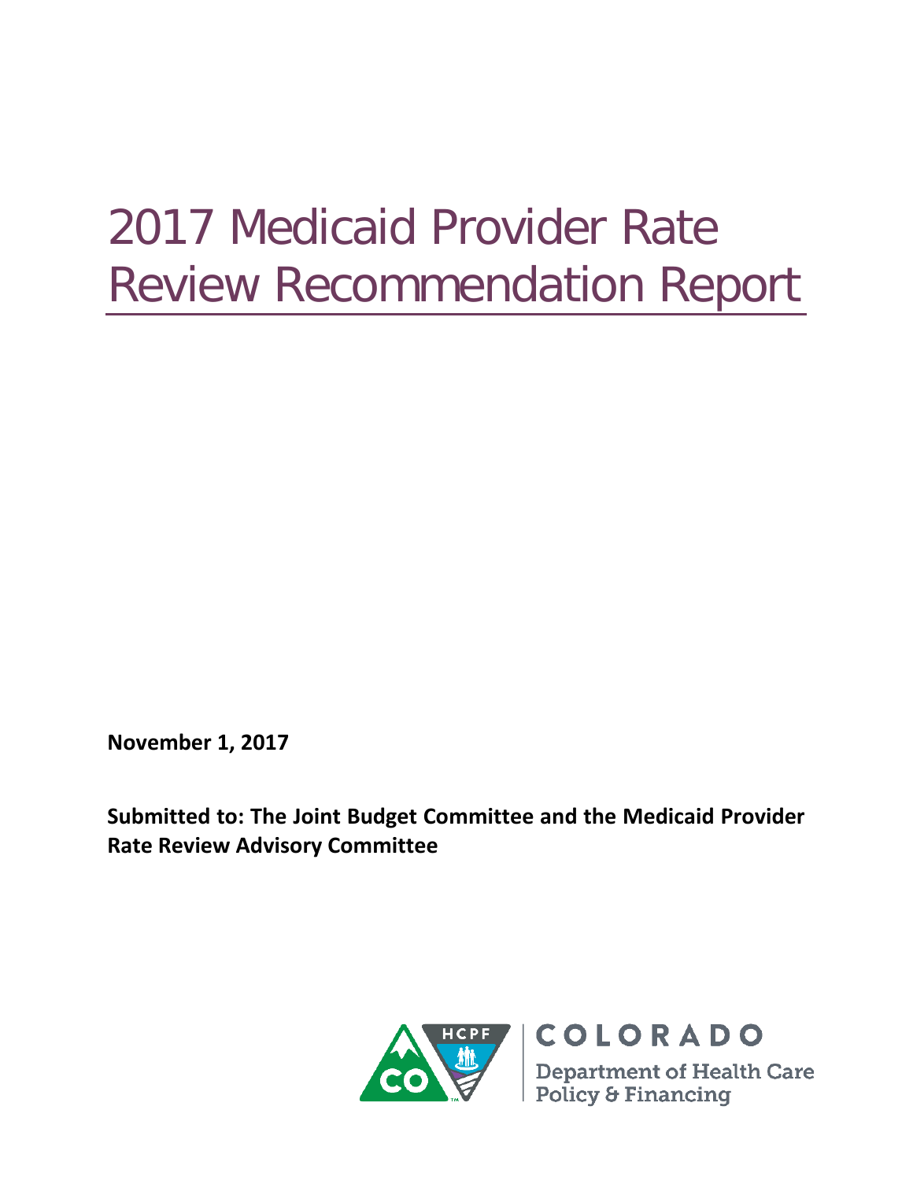# 2017 Medicaid Provider Rate Review Recommendation Report

**November 1, 2017**

**Submitted to: The Joint Budget Committee and the Medicaid Provider Rate Review Advisory Committee**

COLORADO

Department of Health Care Policy & Financing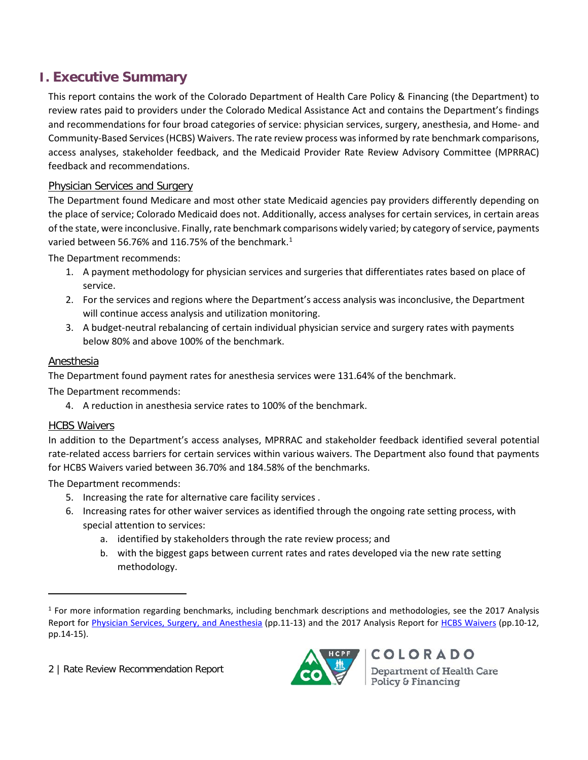# I. Executive Summary

This report contains the work of the Colorado Department of Health Care Policy & Financing (the Department) to review rates paid to providers under the Colorado Medical Assistance Act and contains the Department's findings and recommendations for four broad categories of service: physician services, surgery, anesthesia, and Home- and Community-Based Services (HCBS) Waivers. The rate review process was informed by rate benchmark comparisons, access analyses, stakeholder feedback, and the Medicaid Provider Rate Review Advisory Committee (MPRRAC) feedback and recommendations.

## Physician Services and Surgery

The Department found Medicare and most other state Medicaid agencies pay providers differently depending on the place of service; Colorado Medicaid does not. Additionally, access analyses for certain services, in certain areas of the state, were inconclusive. Finally, rate benchmark comparisons widely varied; by category of service, payments varied between 56.76% and 116.75% of the benchmark.[1]

The Department recommends:

1. A payment methodology for physician services and surgeries that differentiates rates based on place of service.
2. For the services and regions where the Department's access analysis was inconclusive, the Department will continue access analysis and utilization monitoring.
3. A budget-neutral rebalancing of certain individual physician service and surgery rates with payments below 80% and above 100% of the benchmark.

## Anesthesia

The Department found payment rates for anesthesia services were 131.64% of the benchmark.

The Department recommends:

4. A reduction in anesthesia service rates to 100% of the benchmark.

## HCBS Waivers

In addition to the Department's access analyses, MPRRAC and stakeholder feedback identified several potential rate-related access barriers for certain services within various waivers. The Department also found that payments for HCBS Waivers varied between 36.70% and 184.58% of the benchmarks.

The Department recommends:

5. Increasing the rate for alternative care facility services .
6. Increasing rates for other waiver services as identified through the ongoing rate setting process, with special attention to services:
    a. identified by stakeholders through the rate review process; and
    b. with the biggest gaps between current rates and rates developed via the new rate setting methodology.

---

[1] For more information regarding benchmarks, including benchmark descriptions and methodologies, see the 2017 Analysis Report for Physician Services, Surgery, and Anesthesia (pp.11-13) and the 2017 Analysis Report for HCBS Waivers (pp.10-12, pp.14-15).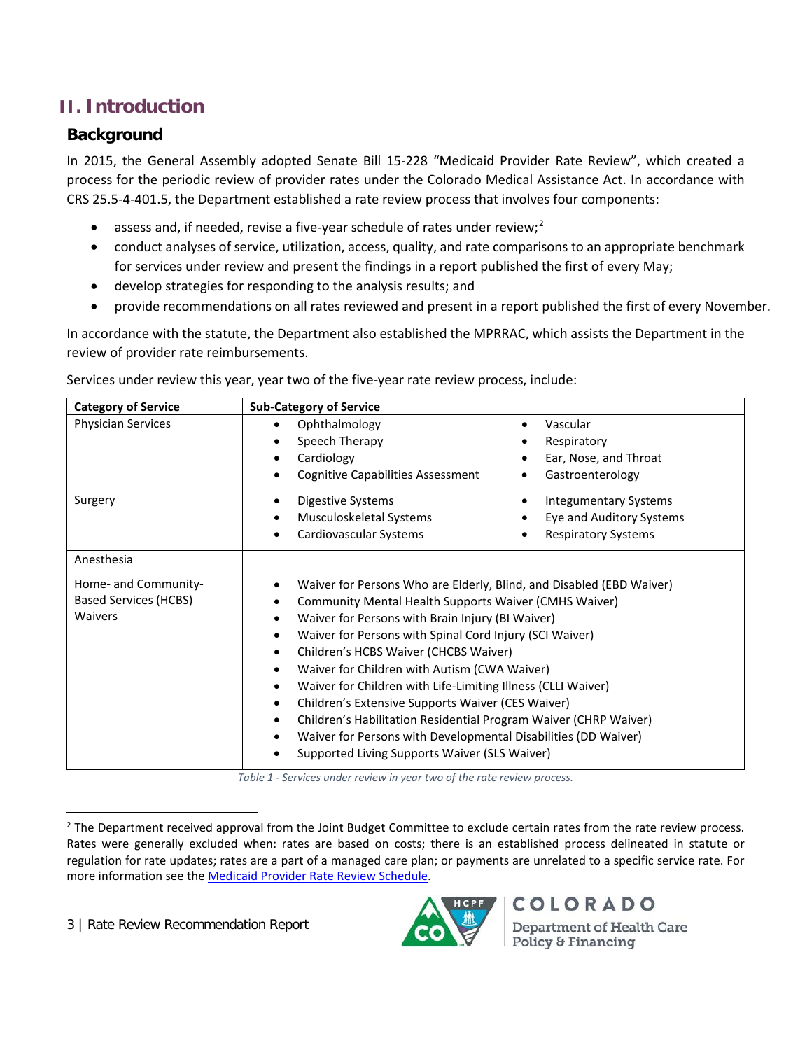## II. Introduction

### Background

In 2015, the General Assembly adopted Senate Bill 15-228 "Medicaid Provider Rate Review", which created a process for the periodic review of provider rates under the Colorado Medical Assistance Act. In accordance with CRS 25.5-4-401.5, the Department established a rate review process that involves four components:

- assess and, if needed, revise a five-year schedule of rates under review;[2]
- conduct analyses of service, utilization, access, quality, and rate comparisons to an appropriate benchmark for services under review and present the findings in a report published the first of every May;
- develop strategies for responding to the analysis results; and
- provide recommendations on all rates reviewed and present in a report published the first of every November.

In accordance with the statute, the Department also established the MPRRAC, which assists the Department in the review of provider rate reimbursements.

Services under review this year, year two of the five-year rate review process, include:

| Category of Service | Sub-Category of Service |
|---|---|
| Physician Services | • Ophthalmology<br>• Speech Therapy<br>• Cardiology<br>• Cognitive Capabilities Assessment<br>• Vascular<br>• Respiratory<br>• Ear, Nose, and Throat<br>• Gastroenterology |
| Surgery | • Digestive Systems<br>• Musculoskeletal Systems<br>• Cardiovascular Systems<br>• Integumentary Systems<br>• Eye and Auditory Systems<br>• Respiratory Systems |
| Anesthesia | |
| Home- and Community-Based Services (HCBS) Waivers | • Waiver for Persons Who are Elderly, Blind, and Disabled (EBD Waiver)<br>• Community Mental Health Supports Waiver (CMHS Waiver)<br>• Waiver for Persons with Brain Injury (BI Waiver)<br>• Waiver for Persons with Spinal Cord Injury (SCI Waiver)<br>• Children's HCBS Waiver (CHCBS Waiver)<br>• Waiver for Children with Autism (CWA Waiver)<br>• Waiver for Children with Life-Limiting Illness (CLLI Waiver)<br>• Children's Extensive Supports Waiver (CES Waiver)<br>• Children's Habilitation Residential Program Waiver (CHRP Waiver)<br>• Waiver for Persons with Developmental Disabilities (DD Waiver)<br>• Supported Living Supports Waiver (SLS Waiver) |

*Table 1 - Services under review in year two of the rate review process.*

[2] The Department received approval from the Joint Budget Committee to exclude certain rates from the rate review process. Rates were generally excluded when: rates are based on costs; there is an established process delineated in statute or regulation for rate updates; rates are a part of a managed care plan; or payments are unrelated to a specific service rate. For more information see the Medicaid Provider Rate Review Schedule.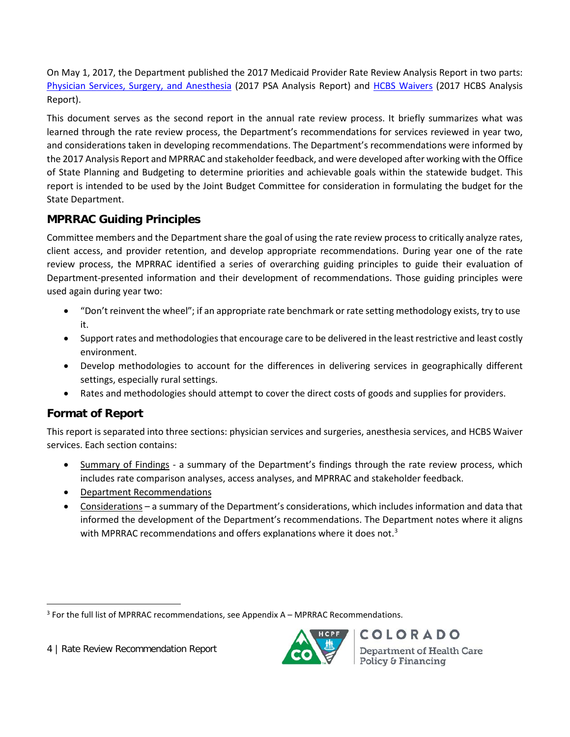On May 1, 2017, the Department published the 2017 Medicaid Provider Rate Review Analysis Report in two parts: Physician Services, Surgery, and Anesthesia (2017 PSA Analysis Report) and HCBS Waivers (2017 HCBS Analysis Report).

This document serves as the second report in the annual rate review process. It briefly summarizes what was learned through the rate review process, the Department's recommendations for services reviewed in year two, and considerations taken in developing recommendations. The Department's recommendations were informed by the 2017 Analysis Report and MPRRAC and stakeholder feedback, and were developed after working with the Office of State Planning and Budgeting to determine priorities and achievable goals within the statewide budget. This report is intended to be used by the Joint Budget Committee for consideration in formulating the budget for the State Department.

## MPRRAC Guiding Principles

Committee members and the Department share the goal of using the rate review process to critically analyze rates, client access, and provider retention, and develop appropriate recommendations. During year one of the rate review process, the MPRRAC identified a series of overarching guiding principles to guide their evaluation of Department-presented information and their development of recommendations. Those guiding principles were used again during year two:

- "Don't reinvent the wheel"; if an appropriate rate benchmark or rate setting methodology exists, try to use it.
- Support rates and methodologies that encourage care to be delivered in the least restrictive and least costly environment.
- Develop methodologies to account for the differences in delivering services in geographically different settings, especially rural settings.
- Rates and methodologies should attempt to cover the direct costs of goods and supplies for providers.

## Format of Report

This report is separated into three sections: physician services and surgeries, anesthesia services, and HCBS Waiver services. Each section contains:

- Summary of Findings - a summary of the Department's findings through the rate review process, which includes rate comparison analyses, access analyses, and MPRRAC and stakeholder feedback.
- Department Recommendations
- Considerations – a summary of the Department's considerations, which includes information and data that informed the development of the Department's recommendations. The Department notes where it aligns with MPRRAC recommendations and offers explanations where it does not.[3]

[3] For the full list of MPRRAC recommendations, see Appendix A – MPRRAC Recommendations.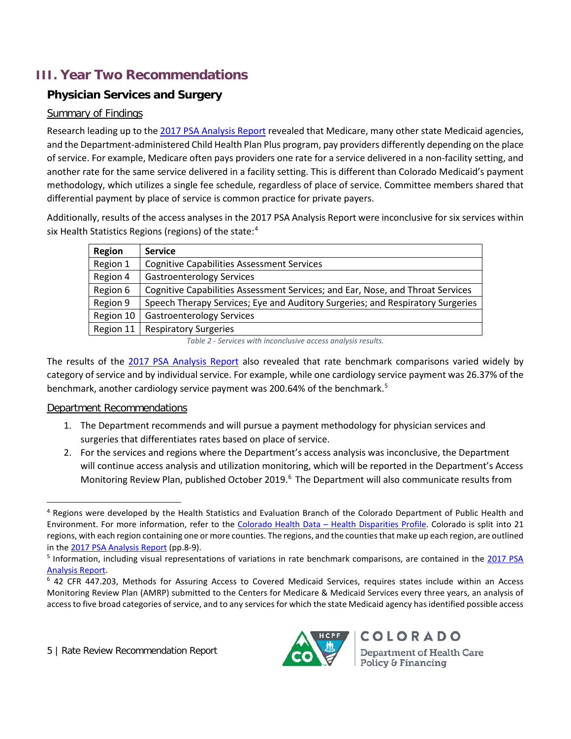## III. Year Two Recommendations

### Physician Services and Surgery

#### Summary of Findings

Research leading up to the 2017 PSA Analysis Report revealed that Medicare, many other state Medicaid agencies, and the Department-administered Child Health Plan Plus program, pay providers differently depending on the place of service. For example, Medicare often pays providers one rate for a service delivered in a non-facility setting, and another rate for the same service delivered in a facility setting. This is different than Colorado Medicaid's payment methodology, which utilizes a single fee schedule, regardless of place of service. Committee members shared that differential payment by place of service is common practice for private payers.

Additionally, results of the access analyses in the 2017 PSA Analysis Report were inconclusive for six services within six Health Statistics Regions (regions) of the state:[4]

| Region | Service |
|---|---|
| Region 1 | Cognitive Capabilities Assessment Services |
| Region 4 | Gastroenterology Services |
| Region 6 | Cognitive Capabilities Assessment Services; and Ear, Nose, and Throat Services |
| Region 9 | Speech Therapy Services; Eye and Auditory Surgeries; and Respiratory Surgeries |
| Region 10 | Gastroenterology Services |
| Region 11 | Respiratory Surgeries |

*Table 2 - Services with inconclusive access analysis results.*

The results of the 2017 PSA Analysis Report also revealed that rate benchmark comparisons varied widely by category of service and by individual service. For example, while one cardiology service payment was 26.37% of the benchmark, another cardiology service payment was 200.64% of the benchmark.[5]

#### Department Recommendations

1. The Department recommends and will pursue a payment methodology for physician services and surgeries that differentiates rates based on place of service.
2. For the services and regions where the Department's access analysis was inconclusive, the Department will continue access analysis and utilization monitoring, which will be reported in the Department's Access Monitoring Review Plan, published October 2019.[6] The Department will also communicate results from

---

[4] Regions were developed by the Health Statistics and Evaluation Branch of the Colorado Department of Public Health and Environment. For more information, refer to the Colorado Health Data – Health Disparities Profile. Colorado is split into 21 regions, with each region containing one or more counties. The regions, and the counties that make up each region, are outlined in the 2017 PSA Analysis Report (pp.8-9).

[5] Information, including visual representations of variations in rate benchmark comparisons, are contained in the 2017 PSA Analysis Report.

[6] 42 CFR 447.203, Methods for Assuring Access to Covered Medicaid Services, requires states include within an Access Monitoring Review Plan (AMRP) submitted to the Centers for Medicare & Medicaid Services every three years, an analysis of access to five broad categories of service, and to any services for which the state Medicaid agency has identified possible access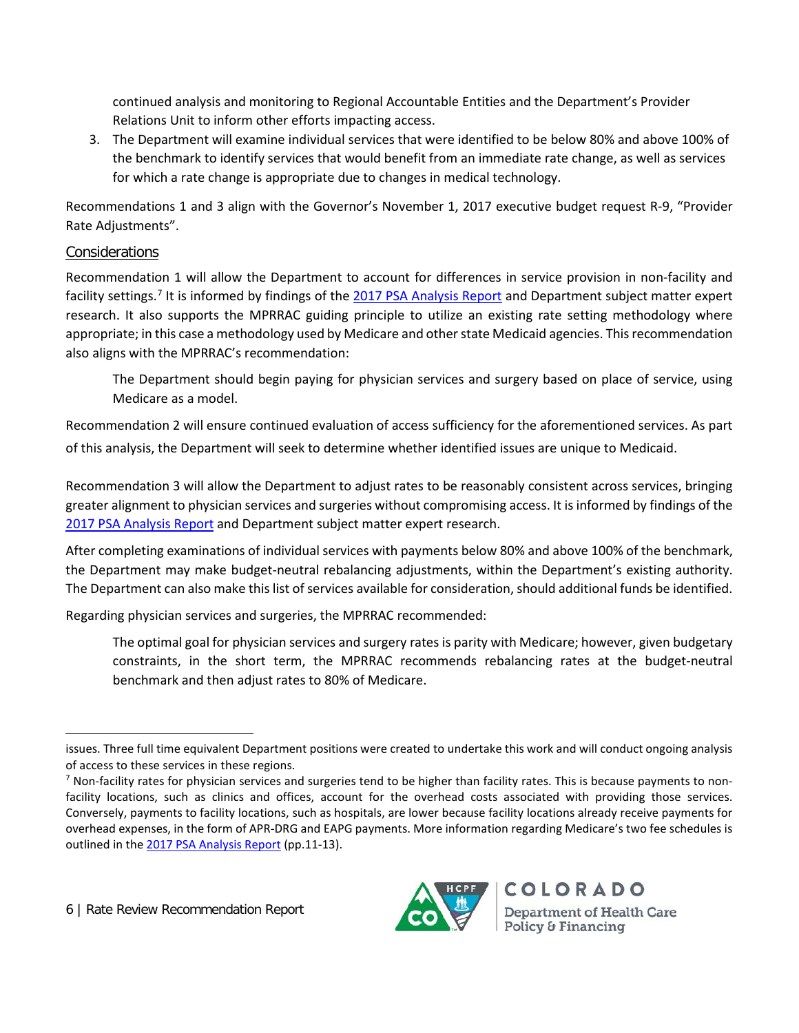continued analysis and monitoring to Regional Accountable Entities and the Department's Provider Relations Unit to inform other efforts impacting access.

3. The Department will examine individual services that were identified to be below 80% and above 100% of the benchmark to identify services that would benefit from an immediate rate change, as well as services for which a rate change is appropriate due to changes in medical technology.

Recommendations 1 and 3 align with the Governor's November 1, 2017 executive budget request R-9, "Provider Rate Adjustments".

## Considerations

Recommendation 1 will allow the Department to account for differences in service provision in non-facility and facility settings.[7] It is informed by findings of the 2017 PSA Analysis Report and Department subject matter expert research. It also supports the MPRRAC guiding principle to utilize an existing rate setting methodology where appropriate; in this case a methodology used by Medicare and other state Medicaid agencies. This recommendation also aligns with the MPRRAC's recommendation:

> The Department should begin paying for physician services and surgery based on place of service, using Medicare as a model.

Recommendation 2 will ensure continued evaluation of access sufficiency for the aforementioned services. As part of this analysis, the Department will seek to determine whether identified issues are unique to Medicaid.

Recommendation 3 will allow the Department to adjust rates to be reasonably consistent across services, bringing greater alignment to physician services and surgeries without compromising access. It is informed by findings of the 2017 PSA Analysis Report and Department subject matter expert research.

After completing examinations of individual services with payments below 80% and above 100% of the benchmark, the Department may make budget-neutral rebalancing adjustments, within the Department's existing authority. The Department can also make this list of services available for consideration, should additional funds be identified.

Regarding physician services and surgeries, the MPRRAC recommended:

> The optimal goal for physician services and surgery rates is parity with Medicare; however, given budgetary constraints, in the short term, the MPRRAC recommends rebalancing rates at the budget-neutral benchmark and then adjust rates to 80% of Medicare.

---

issues. Three full time equivalent Department positions were created to undertake this work and will conduct ongoing analysis of access to these services in these regions.

[7] Non-facility rates for physician services and surgeries tend to be higher than facility rates. This is because payments to non-facility locations, such as clinics and offices, account for the overhead costs associated with providing those services. Conversely, payments to facility locations, such as hospitals, are lower because facility locations already receive payments for overhead expenses, in the form of APR-DRG and EAPG payments. More information regarding Medicare's two fee schedules is outlined in the 2017 PSA Analysis Report (pp.11-13).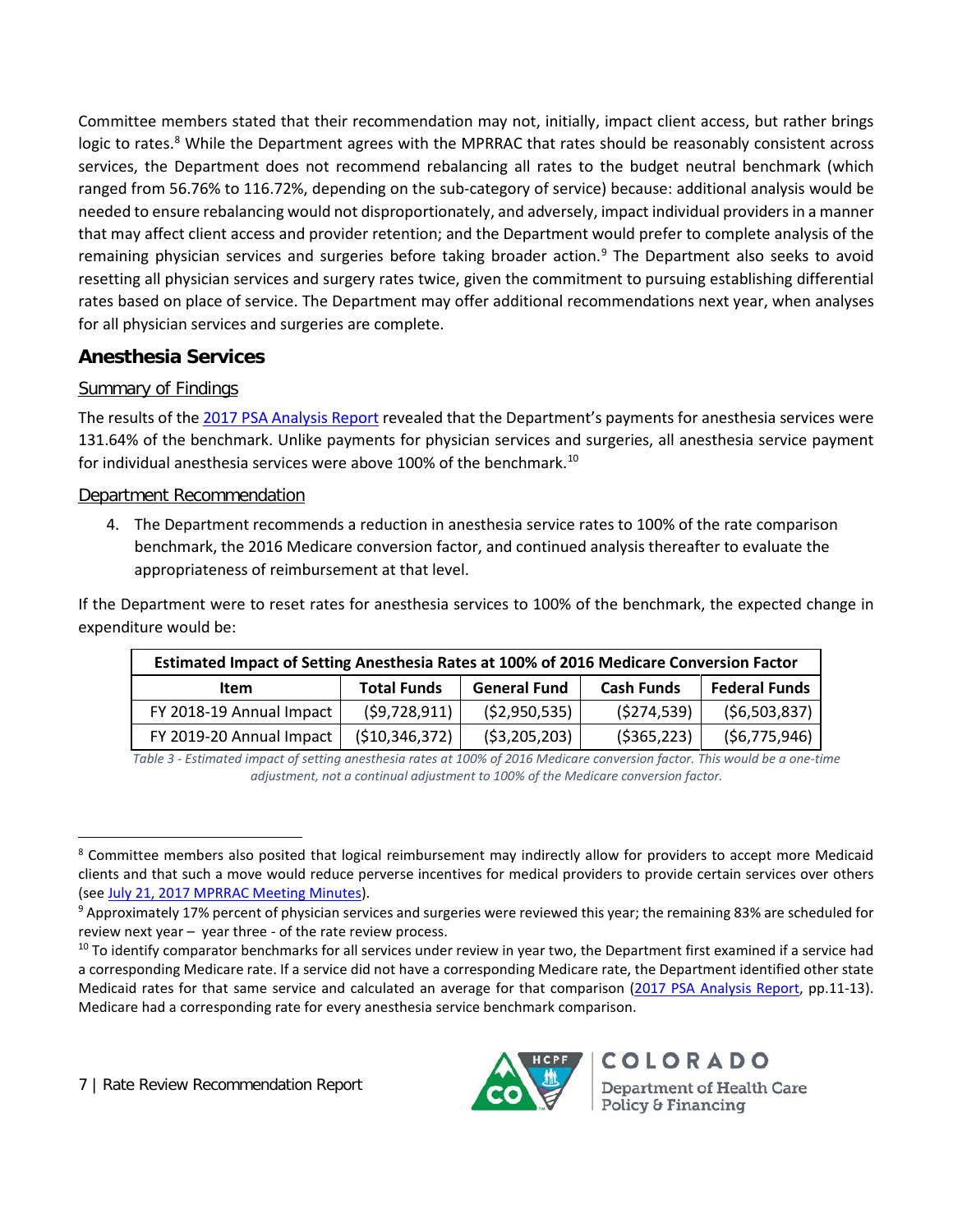Committee members stated that their recommendation may not, initially, impact client access, but rather brings logic to rates.[8] While the Department agrees with the MPRRAC that rates should be reasonably consistent across services, the Department does not recommend rebalancing all rates to the budget neutral benchmark (which ranged from 56.76% to 116.72%, depending on the sub-category of service) because: additional analysis would be needed to ensure rebalancing would not disproportionately, and adversely, impact individual providers in a manner that may affect client access and provider retention; and the Department would prefer to complete analysis of the remaining physician services and surgeries before taking broader action.[9] The Department also seeks to avoid resetting all physician services and surgery rates twice, given the commitment to pursuing establishing differential rates based on place of service. The Department may offer additional recommendations next year, when analyses for all physician services and surgeries are complete.

## Anesthesia Services

### Summary of Findings

The results of the 2017 PSA Analysis Report revealed that the Department's payments for anesthesia services were 131.64% of the benchmark. Unlike payments for physician services and surgeries, all anesthesia service payment for individual anesthesia services were above 100% of the benchmark.[10]

### Department Recommendation

4. The Department recommends a reduction in anesthesia service rates to 100% of the rate comparison benchmark, the 2016 Medicare conversion factor, and continued analysis thereafter to evaluate the appropriateness of reimbursement at that level.

If the Department were to reset rates for anesthesia services to 100% of the benchmark, the expected change in expenditure would be:

| Estimated Impact of Setting Anesthesia Rates at 100% of 2016 Medicare Conversion Factor | | | | |
|---|---|---|---|---|
| **Item** | **Total Funds** | **General Fund** | **Cash Funds** | **Federal Funds** |
| FY 2018-19 Annual Impact | ($9,728,911) | ($2,950,535) | ($274,539) | ($6,503,837) |
| FY 2019-20 Annual Impact | ($10,346,372) | ($3,205,203) | ($365,223) | ($6,775,946) |

*Table 3 - Estimated impact of setting anesthesia rates at 100% of 2016 Medicare conversion factor. This would be a one-time adjustment, not a continual adjustment to 100% of the Medicare conversion factor.*

---

[8] Committee members also posited that logical reimbursement may indirectly allow for providers to accept more Medicaid clients and that such a move would reduce perverse incentives for medical providers to provide certain services over others (see July 21, 2017 MPRRAC Meeting Minutes).

[9] Approximately 17% percent of physician services and surgeries were reviewed this year; the remaining 83% are scheduled for review next year – year three - of the rate review process.

[10] To identify comparator benchmarks for all services under review in year two, the Department first examined if a service had a corresponding Medicare rate. If a service did not have a corresponding Medicare rate, the Department identified other state Medicaid rates for that same service and calculated an average for that comparison (2017 PSA Analysis Report, pp.11-13). Medicare had a corresponding rate for every anesthesia service benchmark comparison.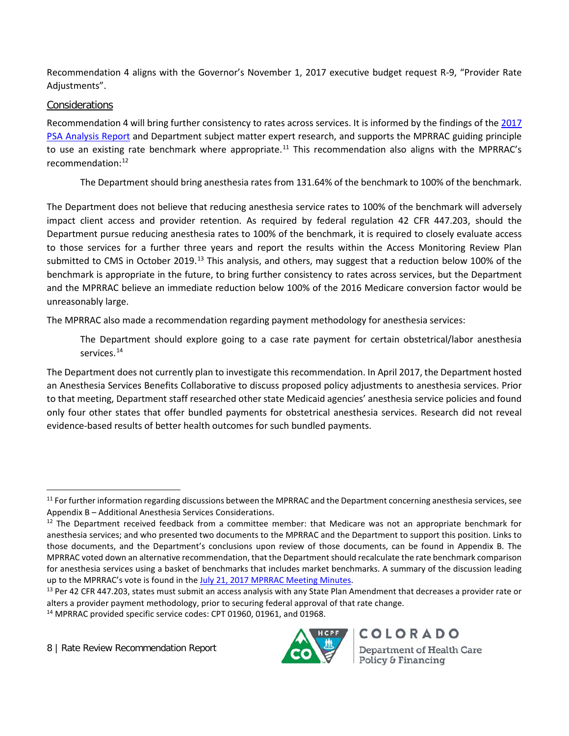Recommendation 4 aligns with the Governor's November 1, 2017 executive budget request R-9, "Provider Rate Adjustments".

## Considerations

Recommendation 4 will bring further consistency to rates across services. It is informed by the findings of the 2017 PSA Analysis Report and Department subject matter expert research, and supports the MPRRAC guiding principle to use an existing rate benchmark where appropriate.[11] This recommendation also aligns with the MPRRAC's recommendation:[12]

> The Department should bring anesthesia rates from 131.64% of the benchmark to 100% of the benchmark.

The Department does not believe that reducing anesthesia service rates to 100% of the benchmark will adversely impact client access and provider retention. As required by federal regulation 42 CFR 447.203, should the Department pursue reducing anesthesia rates to 100% of the benchmark, it is required to closely evaluate access to those services for a further three years and report the results within the Access Monitoring Review Plan submitted to CMS in October 2019.[13] This analysis, and others, may suggest that a reduction below 100% of the benchmark is appropriate in the future, to bring further consistency to rates across services, but the Department and the MPRRAC believe an immediate reduction below 100% of the 2016 Medicare conversion factor would be unreasonably large.

The MPRRAC also made a recommendation regarding payment methodology for anesthesia services:

> The Department should explore going to a case rate payment for certain obstetrical/labor anesthesia services.[14]

The Department does not currently plan to investigate this recommendation. In April 2017, the Department hosted an Anesthesia Services Benefits Collaborative to discuss proposed policy adjustments to anesthesia services. Prior to that meeting, Department staff researched other state Medicaid agencies' anesthesia service policies and found only four other states that offer bundled payments for obstetrical anesthesia services. Research did not reveal evidence-based results of better health outcomes for such bundled payments.

---

[11] For further information regarding discussions between the MPRRAC and the Department concerning anesthesia services, see Appendix B – Additional Anesthesia Services Considerations.

[12] The Department received feedback from a committee member: that Medicare was not an appropriate benchmark for anesthesia services; and who presented two documents to the MPRRAC and the Department to support this position. Links to those documents, and the Department's conclusions upon review of those documents, can be found in Appendix B. The MPRRAC voted down an alternative recommendation, that the Department should recalculate the rate benchmark comparison for anesthesia services using a basket of benchmarks that includes market benchmarks. A summary of the discussion leading up to the MPRRAC's vote is found in the July 21, 2017 MPRRAC Meeting Minutes.

[13] Per 42 CFR 447.203, states must submit an access analysis with any State Plan Amendment that decreases a provider rate or alters a provider payment methodology, prior to securing federal approval of that rate change.

[14] MPRRAC provided specific service codes: CPT 01960, 01961, and 01968.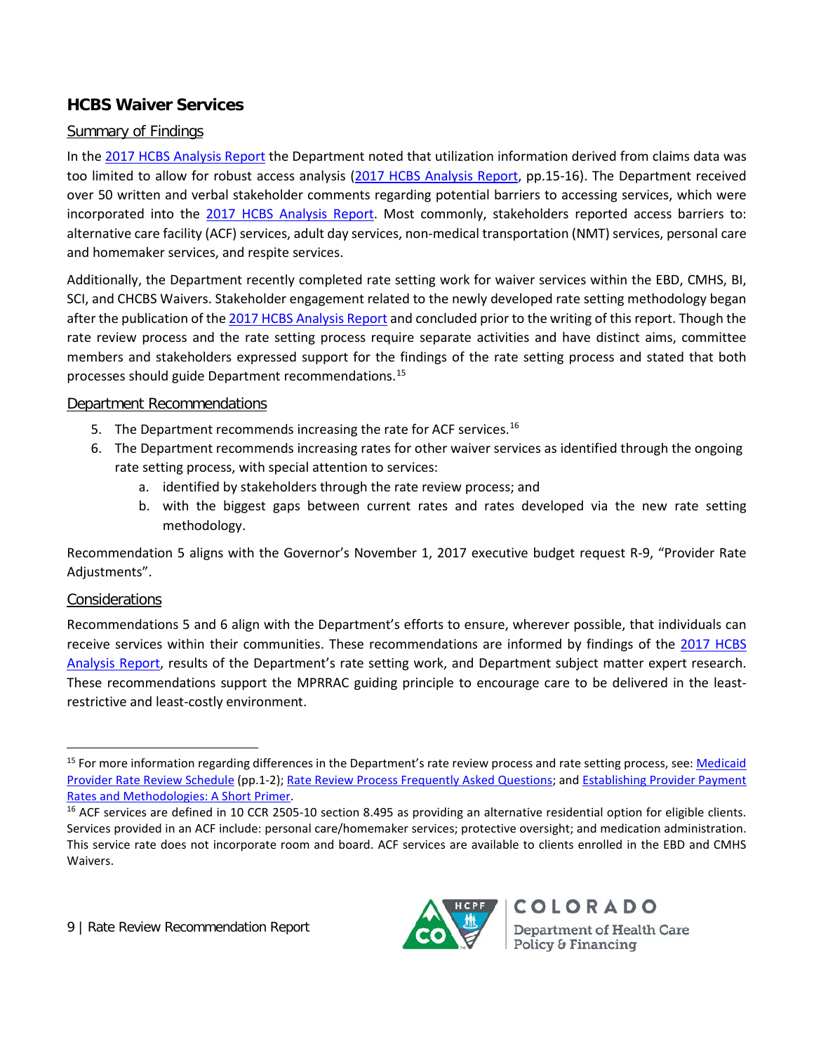## HCBS Waiver Services

### Summary of Findings

In the 2017 HCBS Analysis Report the Department noted that utilization information derived from claims data was too limited to allow for robust access analysis (2017 HCBS Analysis Report, pp.15-16). The Department received over 50 written and verbal stakeholder comments regarding potential barriers to accessing services, which were incorporated into the 2017 HCBS Analysis Report. Most commonly, stakeholders reported access barriers to: alternative care facility (ACF) services, adult day services, non-medical transportation (NMT) services, personal care and homemaker services, and respite services.

Additionally, the Department recently completed rate setting work for waiver services within the EBD, CMHS, BI, SCI, and CHCBS Waivers. Stakeholder engagement related to the newly developed rate setting methodology began after the publication of the 2017 HCBS Analysis Report and concluded prior to the writing of this report. Though the rate review process and the rate setting process require separate activities and have distinct aims, committee members and stakeholders expressed support for the findings of the rate setting process and stated that both processes should guide Department recommendations.[15]

### Department Recommendations

5. The Department recommends increasing the rate for ACF services.[16]
6. The Department recommends increasing rates for other waiver services as identified through the ongoing rate setting process, with special attention to services:
    a. identified by stakeholders through the rate review process; and
    b. with the biggest gaps between current rates and rates developed via the new rate setting methodology.

Recommendation 5 aligns with the Governor's November 1, 2017 executive budget request R-9, "Provider Rate Adjustments".

### Considerations

Recommendations 5 and 6 align with the Department's efforts to ensure, wherever possible, that individuals can receive services within their communities. These recommendations are informed by findings of the 2017 HCBS Analysis Report, results of the Department's rate setting work, and Department subject matter expert research. These recommendations support the MPRRAC guiding principle to encourage care to be delivered in the least-restrictive and least-costly environment.

---

[15] For more information regarding differences in the Department's rate review process and rate setting process, see: Medicaid Provider Rate Review Schedule (pp.1-2); Rate Review Process Frequently Asked Questions; and Establishing Provider Payment Rates and Methodologies: A Short Primer.

[16] ACF services are defined in 10 CCR 2505-10 section 8.495 as providing an alternative residential option for eligible clients. Services provided in an ACF include: personal care/homemaker services; protective oversight; and medication administration. This service rate does not incorporate room and board. ACF services are available to clients enrolled in the EBD and CMHS Waivers.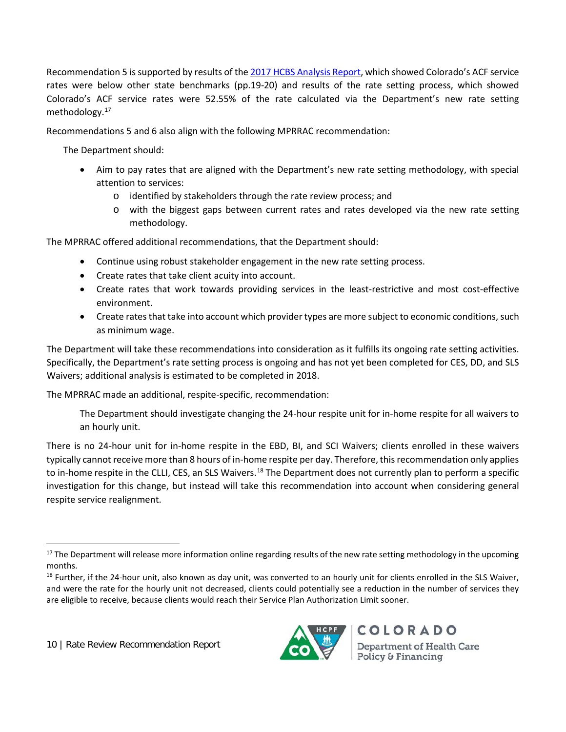Recommendation 5 is supported by results of the [2017 HCBS Analysis Report](), which showed Colorado's ACF service rates were below other state benchmarks (pp.19-20) and results of the rate setting process, which showed Colorado's ACF service rates were 52.55% of the rate calculated via the Department's new rate setting methodology.[17]

Recommendations 5 and 6 also align with the following MPRRAC recommendation:

> The Department should:
>
> - Aim to pay rates that are aligned with the Department's new rate setting methodology, with special attention to services:
>   - identified by stakeholders through the rate review process; and
>   - with the biggest gaps between current rates and rates developed via the new rate setting methodology.

The MPRRAC offered additional recommendations, that the Department should:

- Continue using robust stakeholder engagement in the new rate setting process.
- Create rates that take client acuity into account.
- Create rates that work towards providing services in the least-restrictive and most cost-effective environment.
- Create rates that take into account which provider types are more subject to economic conditions, such as minimum wage.

The Department will take these recommendations into consideration as it fulfills its ongoing rate setting activities. Specifically, the Department's rate setting process is ongoing and has not yet been completed for CES, DD, and SLS Waivers; additional analysis is estimated to be completed in 2018.

The MPRRAC made an additional, respite-specific, recommendation:

> The Department should investigate changing the 24-hour respite unit for in-home respite for all waivers to an hourly unit.

There is no 24-hour unit for in-home respite in the EBD, BI, and SCI Waivers; clients enrolled in these waivers typically cannot receive more than 8 hours of in-home respite per day. Therefore, this recommendation only applies to in-home respite in the CLLI, CES, an SLS Waivers.[18] The Department does not currently plan to perform a specific investigation for this change, but instead will take this recommendation into account when considering general respite service realignment.

---

[17] The Department will release more information online regarding results of the new rate setting methodology in the upcoming months.

[18] Further, if the 24-hour unit, also known as day unit, was converted to an hourly unit for clients enrolled in the SLS Waiver, and were the rate for the hourly unit not decreased, clients could potentially see a reduction in the number of services they are eligible to receive, because clients would reach their Service Plan Authorization Limit sooner.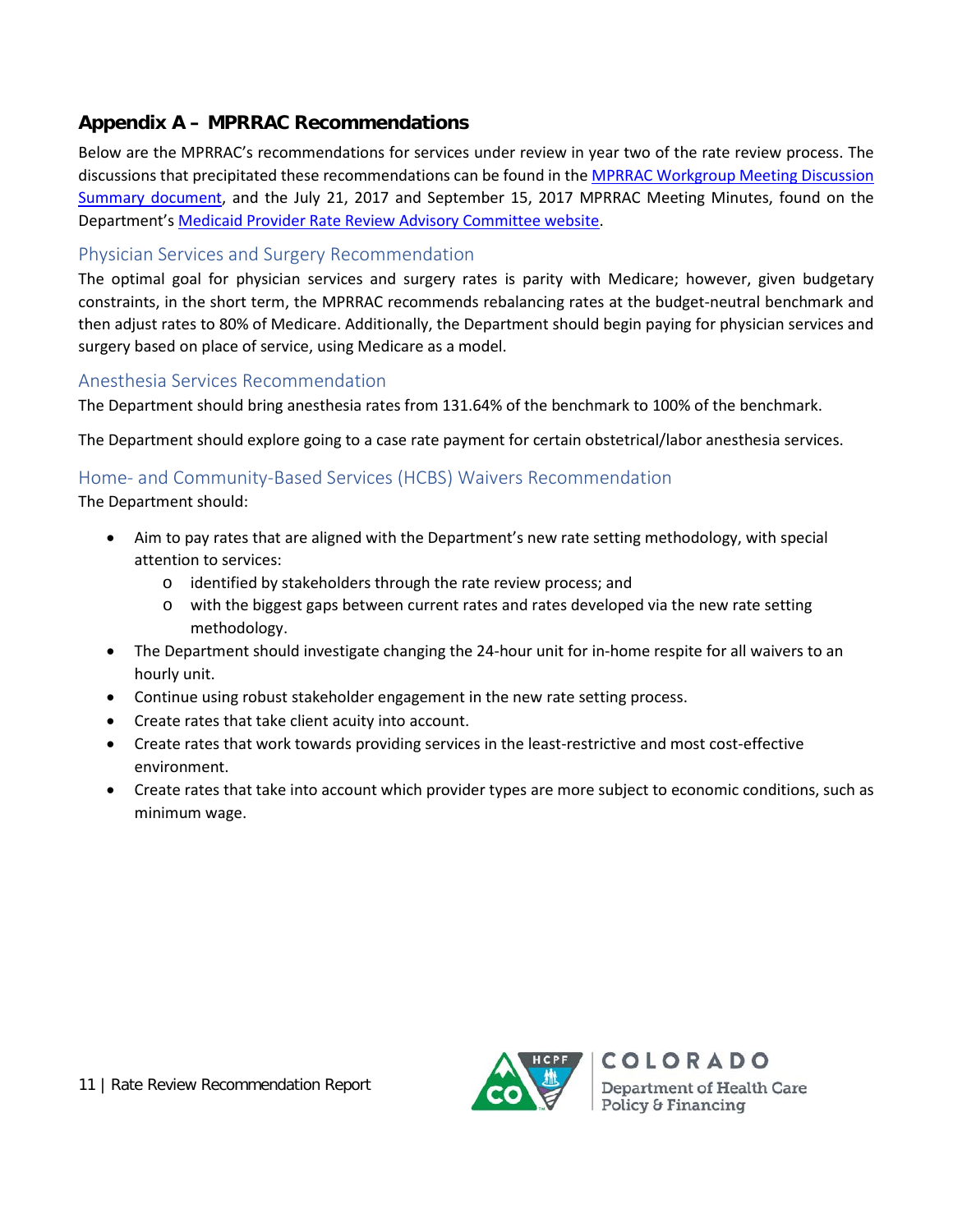## Appendix A – MPRRAC Recommendations

Below are the MPRRAC's recommendations for services under review in year two of the rate review process. The discussions that precipitated these recommendations can be found in the [MPRRAC Workgroup Meeting Discussion Summary document](), and the July 21, 2017 and September 15, 2017 MPRRAC Meeting Minutes, found on the Department's [Medicaid Provider Rate Review Advisory Committee website]().

### Physician Services and Surgery Recommendation

The optimal goal for physician services and surgery rates is parity with Medicare; however, given budgetary constraints, in the short term, the MPRRAC recommends rebalancing rates at the budget-neutral benchmark and then adjust rates to 80% of Medicare. Additionally, the Department should begin paying for physician services and surgery based on place of service, using Medicare as a model.

### Anesthesia Services Recommendation

The Department should bring anesthesia rates from 131.64% of the benchmark to 100% of the benchmark.

The Department should explore going to a case rate payment for certain obstetrical/labor anesthesia services.

### Home- and Community-Based Services (HCBS) Waivers Recommendation

The Department should:

- Aim to pay rates that are aligned with the Department's new rate setting methodology, with special attention to services:
  - identified by stakeholders through the rate review process; and
  - with the biggest gaps between current rates and rates developed via the new rate setting methodology.
- The Department should investigate changing the 24-hour unit for in-home respite for all waivers to an hourly unit.
- Continue using robust stakeholder engagement in the new rate setting process.
- Create rates that take client acuity into account.
- Create rates that work towards providing services in the least-restrictive and most cost-effective environment.
- Create rates that take into account which provider types are more subject to economic conditions, such as minimum wage.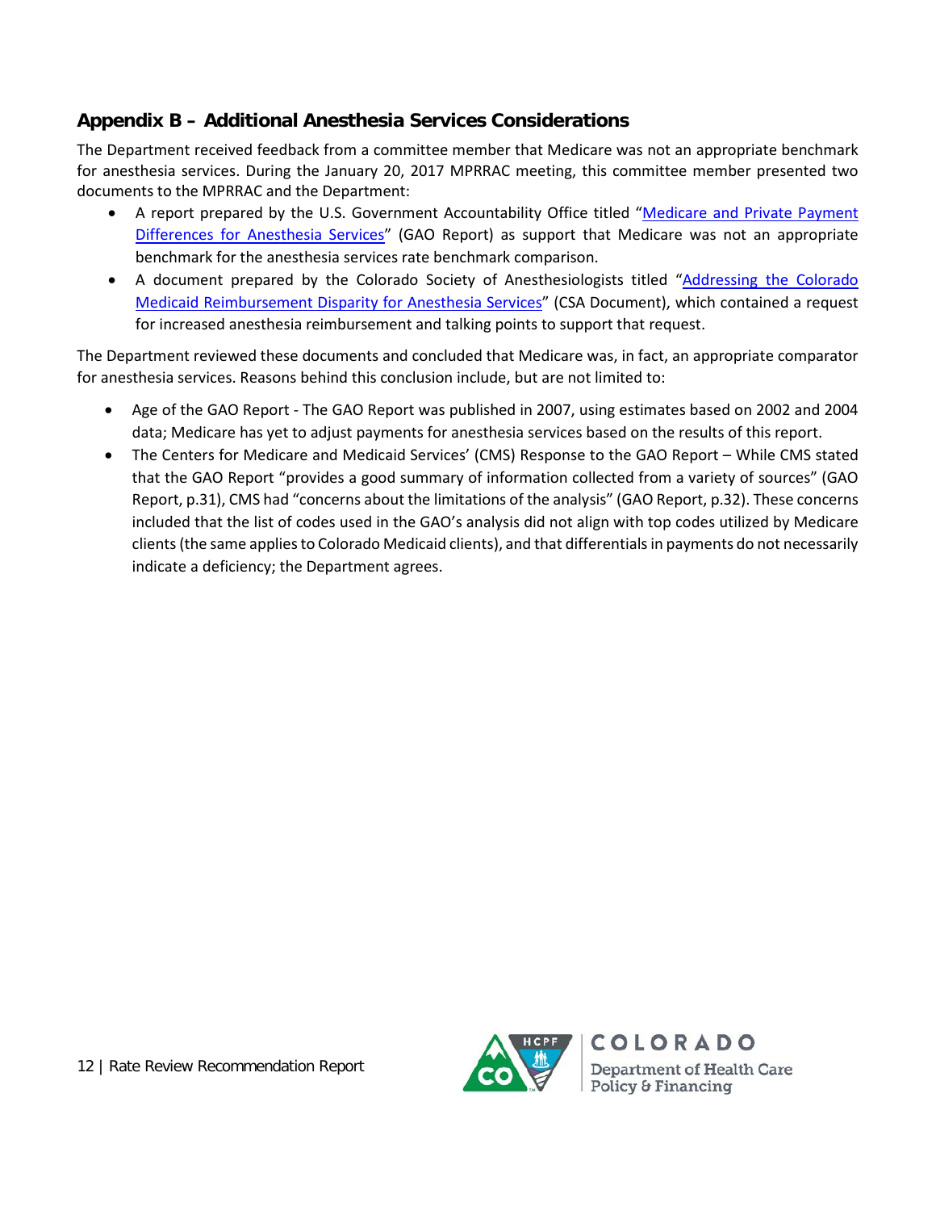## Appendix B – Additional Anesthesia Services Considerations

The Department received feedback from a committee member that Medicare was not an appropriate benchmark for anesthesia services. During the January 20, 2017 MPRRAC meeting, this committee member presented two documents to the MPRRAC and the Department:

- A report prepared by the U.S. Government Accountability Office titled "Medicare and Private Payment Differences for Anesthesia Services" (GAO Report) as support that Medicare was not an appropriate benchmark for the anesthesia services rate benchmark comparison.
- A document prepared by the Colorado Society of Anesthesiologists titled "Addressing the Colorado Medicaid Reimbursement Disparity for Anesthesia Services" (CSA Document), which contained a request for increased anesthesia reimbursement and talking points to support that request.

The Department reviewed these documents and concluded that Medicare was, in fact, an appropriate comparator for anesthesia services. Reasons behind this conclusion include, but are not limited to:

- Age of the GAO Report - The GAO Report was published in 2007, using estimates based on 2002 and 2004 data; Medicare has yet to adjust payments for anesthesia services based on the results of this report.
- The Centers for Medicare and Medicaid Services' (CMS) Response to the GAO Report – While CMS stated that the GAO Report "provides a good summary of information collected from a variety of sources" (GAO Report, p.31), CMS had "concerns about the limitations of the analysis" (GAO Report, p.32). These concerns included that the list of codes used in the GAO's analysis did not align with top codes utilized by Medicare clients (the same applies to Colorado Medicaid clients), and that differentials in payments do not necessarily indicate a deficiency; the Department agrees.